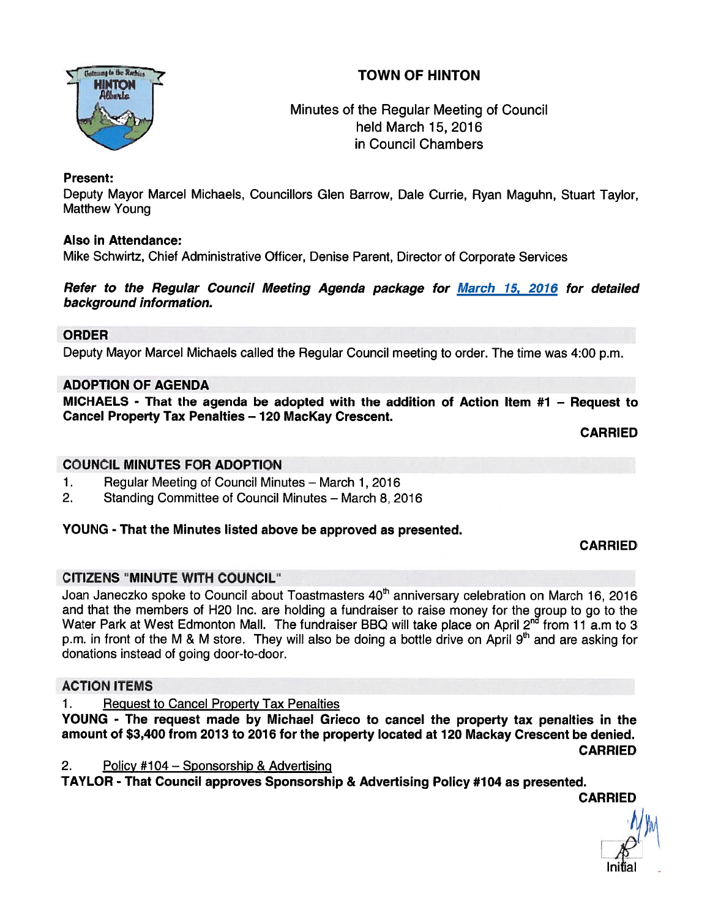# TOWN OF HINTON

Minutes of the Regular Meeting of Council
held March 15, 2016
in Council Chambers

**Present:**
Deputy Mayor Marcel Michaels, Councillors Glen Barrow, Dale Currie, Ryan Maguhn, Stuart Taylor, Matthew Young

**Also in Attendance:**
Mike Schwirtz, Chief Administrative Officer, Denise Parent, Director of Corporate Services

***Refer to the Regular Council Meeting Agenda package for March 15, 2016 for detailed background information.***

## ORDER

Deputy Mayor Marcel Michaels called the Regular Council meeting to order. The time was 4:00 p.m.

## ADOPTION OF AGENDA

**MICHAELS - That the agenda be adopted with the addition of Action Item #1 – Request to Cancel Property Tax Penalties – 120 MacKay Crescent.**

**CARRIED**

## COUNCIL MINUTES FOR ADOPTION

1. Regular Meeting of Council Minutes – March 1, 2016
2. Standing Committee of Council Minutes – March 8, 2016

**YOUNG - That the Minutes listed above be approved as presented.**

**CARRIED**

## CITIZENS "MINUTE WITH COUNCIL"

Joan Janeczko spoke to Council about Toastmasters 40th anniversary celebration on March 16, 2016 and that the members of H20 Inc. are holding a fundraiser to raise money for the group to go to the Water Park at West Edmonton Mall. The fundraiser BBQ will take place on April 2nd from 11 a.m to 3 p.m. in front of the M & M store. They will also be doing a bottle drive on April 9th and are asking for donations instead of going door-to-door.

## ACTION ITEMS

1. Request to Cancel Property Tax Penalties

**YOUNG - The request made by Michael Grieco to cancel the property tax penalties in the amount of $3,400 from 2013 to 2016 for the property located at 120 Mackay Crescent be denied.**

**CARRIED**

2. Policy #104 – Sponsorship & Advertising

**TAYLOR - That Council approves Sponsorship & Advertising Policy #104 as presented.**

**CARRIED**

Initial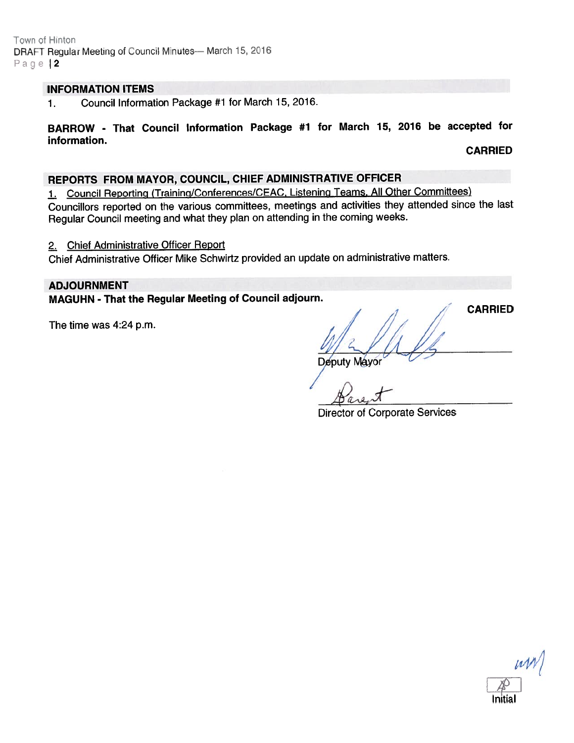## INFORMATION ITEMS

1. Council Information Package #1 for March 15, 2016.

**BARROW - That Council Information Package #1 for March 15, 2016 be accepted for information.**

**CARRIED**

## REPORTS FROM MAYOR, COUNCIL, CHIEF ADMINISTRATIVE OFFICER

1. Council Reporting (Training/Conferences/CEAC, Listening Teams, All Other Committees)

Councillors reported on the various committees, meetings and activities they attended since the last Regular Council meeting and what they plan on attending in the coming weeks.

2. Chief Administrative Officer Report

Chief Administrative Officer Mike Schwirtz provided an update on administrative matters.

## ADJOURNMENT

**MAGUHN - That the Regular Meeting of Council adjourn.**

**CARRIED**

The time was 4:24 p.m.

Deputy Mayor

Director of Corporate Services

Initial